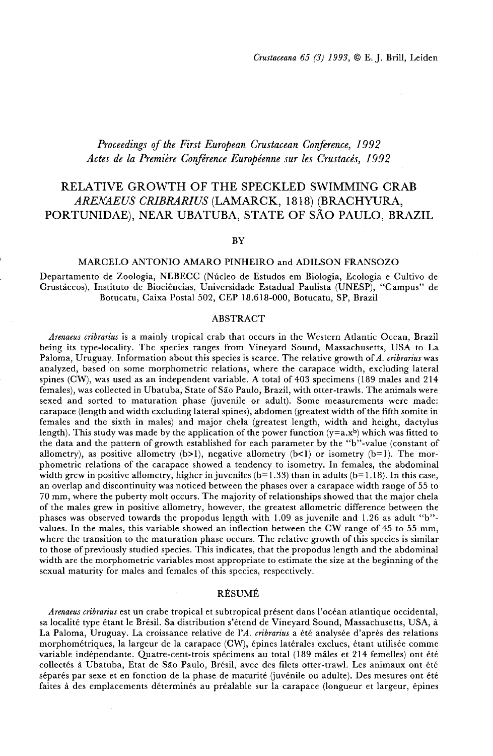Crustaceana 65 (3) 1993, © E. J. Brill, Leiden

*Proceedings of the First European Crustacean Conference, 1992*
*Actes de la Première Conférence Européenne sur les Crustacés, 1992*

# RELATIVE GROWTH OF THE SPECKLED SWIMMING CRAB *ARENAEUS CRIBRARIUS* (LAMARCK, 1818) (BRACHYURA, PORTUNIDAE), NEAR UBATUBA, STATE OF SÃO PAULO, BRAZIL

BY

MARCELO ANTONIO AMARO PINHEIRO and ADILSON FRANSOZO

Departamento de Zoologia, NEBECC (Núcleo de Estudos em Biologia, Ecologia e Cultivo de Crustáceos), Instituto de Biociências, Universidade Estadual Paulista (UNESP), "Campus" de Botucatu, Caixa Postal 502, CEP 18.618-000, Botucatu, SP, Brazil

## ABSTRACT

*Arenaeus cribrarius* is a mainly tropical crab that occurs in the Western Atlantic Ocean, Brazil being its type-locality. The species ranges from Vineyard Sound, Massachusetts, USA to La Paloma, Uruguay. Information about this species is scarce. The relative growth of *A. cribrarius* was analyzed, based on some morphometric relations, where the carapace width, excluding lateral spines (CW), was used as an independent variable. A total of 403 specimens (189 males and 214 females), was collected in Ubatuba, State of São Paulo, Brazil, with otter-trawls. The animals were sexed and sorted to maturation phase (juvenile or adult). Some measurements were made: carapace (length and width excluding lateral spines), abdomen (greatest width of the fifth somite in females and the sixth in males) and major chela (greatest length, width and height, dactylus length). This study was made by the application of the power function ($y=a.x^b$) which was fitted to the data and the pattern of growth established for each parameter by the "b"-value (constant of allometry), as positive allometry ($b>1$), negative allometry ($b<1$) or isometry ($b=1$). The morphometric relations of the carapace showed a tendency to isometry. In females, the abdominal width grew in positive allometry, higher in juveniles ($b=1.33$) than in adults ($b=1.18$). In this case, an overlap and discontinuity was noticed between the phases over a carapace width range of 55 to 70 mm, where the puberty molt occurs. The majority of relationships showed that the major chela of the males grew in positive allometry, however, the greatest allometric difference between the phases was observed towards the propodus length with 1.09 as juvenile and 1.26 as adult "b"-values. In the males, this variable showed an inflection between the CW range of 45 to 55 mm, where the transition to the maturation phase occurs. The relative growth of this species is similar to those of previously studied species. This indicates, that the propodus length and the abdominal width are the morphometric variables most appropriate to estimate the size at the beginning of the sexual maturity for males and females of this species, respectively.

## RÉSUMÉ

*Arenaeus cribrarius* est un crabe tropical et subtropical présent dans l'océan atlantique occidental, sa localité type étant le Brésil. Sa distribution s'étend de Vineyard Sound, Massachusetts, USA, à La Paloma, Uruguay. La croissance relative de l'*A. cribrarius* a été analysée d'après des relations morphométriques, la largeur de la carapace (CW), épines latérales exclues, étant utilisée comme variable indépendante. Quatre-cent-trois spécimens au total (189 mâles et 214 femelles) ont été collectés à Ubatuba, Etat de São Paulo, Brésil, avec des filets otter-trawl. Les animaux ont été séparés par sexe et en fonction de la phase de maturité (juvénile ou adulte). Des mesures ont été faites à des emplacements déterminés au préalable sur la carapace (longueur et largeur, épines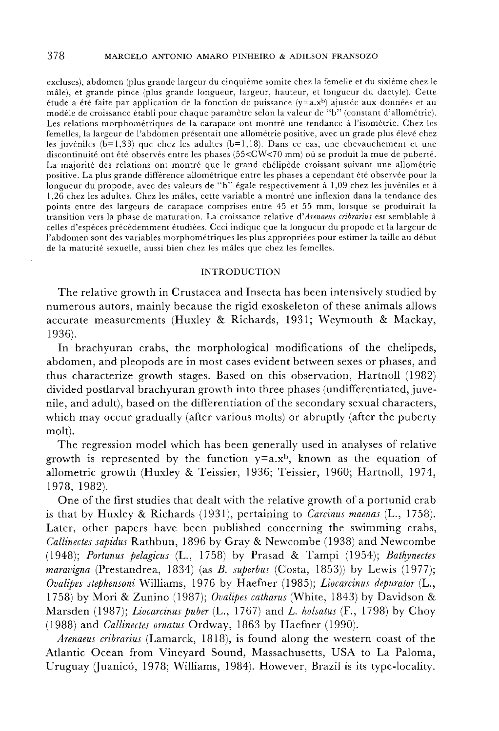excluses), abdomen (plus grande largeur du cinquième somite chez la femelle et du sixième chez le mâle), et grande pince (plus grande longueur, largeur, hauteur, et longueur du dactyle). Cette étude a été faite par application de la fonction de puissance ($y=a.x^b$) ajustée aux données et au modèle de croissance établi pour chaque paramètre selon la valeur de "b" (constant d'allométrie). Les relations morphométriques de la carapace ont montré une tendance à l'isométrie. Chez les femelles, la largeur de l'abdomen présentait une allométrie positive, avec un grade plus élevé chez les juvéniles (b=1,33) que chez les adultes (b=1,18). Dans ce cas, une chevauchement et une discontinuité ont été observés entre les phases (55<CW<70 mm) où se produit la mue de puberté. La majorité des relations ont montré que le grand chélipède croissant suivant une allométrie positive. La plus grande différence allométrique entre les phases a cependant été observée pour la longueur du propode, avec des valeurs de "b" égale respectivement à 1,09 chez les juvéniles et à 1,26 chez les adultes. Chez les mâles, cette variable a montré une inflexion dans la tendance des points entre des largeurs de carapace comprises entre 45 et 55 mm, lorsque se produirait la transition vers la phase de maturation. La croissance relative d'*Arenaeus cribrarius* est semblable à celles d'espèces précédemment étudiées. Ceci indique que la longueur du propode et la largeur de l'abdomen sont des variables morphométriques les plus appropriées pour estimer la taille au début de la maturité sexuelle, aussi bien chez les mâles que chez les femelles.

## INTRODUCTION

The relative growth in Crustacea and Insecta has been intensively studied by numerous autors, mainly because the rigid exoskeleton of these animals allows accurate measurements (Huxley & Richards, 1931; Weymouth & Mackay, 1936).

In brachyuran crabs, the morphological modifications of the chelipeds, abdomen, and pleopods are in most cases evident between sexes or phases, and thus characterize growth stages. Based on this observation, Hartnoll (1982) divided postlarval brachyuran growth into three phases (undifferentiated, juvenile, and adult), based on the differentiation of the secondary sexual characters, which may occur gradually (after various molts) or abruptly (after the puberty molt).

The regression model which has been generally used in analyses of relative growth is represented by the function $y=a.x^b$, known as the equation of allometric growth (Huxley & Teissier, 1936; Teissier, 1960; Hartnoll, 1974, 1978, 1982).

One of the first studies that dealt with the relative growth of a portunid crab is that by Huxley & Richards (1931), pertaining to *Carcinus maenas* (L., 1758). Later, other papers have been published concerning the swimming crabs, *Callinectes sapidus* Rathbun, 1896 by Gray & Newcombe (1938) and Newcombe (1948); *Portunus pelagicus* (L., 1758) by Prasad & Tampi (1954); *Bathynectes maravigna* (Prestandrea, 1834) (as *B. superbus* (Costa, 1853)) by Lewis (1977); *Ovalipes stephensoni* Williams, 1976 by Haefner (1985); *Liocarcinus depurator* (L., 1758) by Mori & Zunino (1987); *Ovalipes catharus* (White, 1843) by Davidson & Marsden (1987); *Liocarcinus puber* (L., 1767) and *L. holsatus* (F., 1798) by Choy (1988) and *Callinectes ornatus* Ordway, 1863 by Haefner (1990).

*Arenaeus cribrarius* (Lamarck, 1818), is found along the western coast of the Atlantic Ocean from Vineyard Sound, Massachusetts, USA to La Paloma, Uruguay (Juanicó, 1978; Williams, 1984). However, Brazil is its type-locality.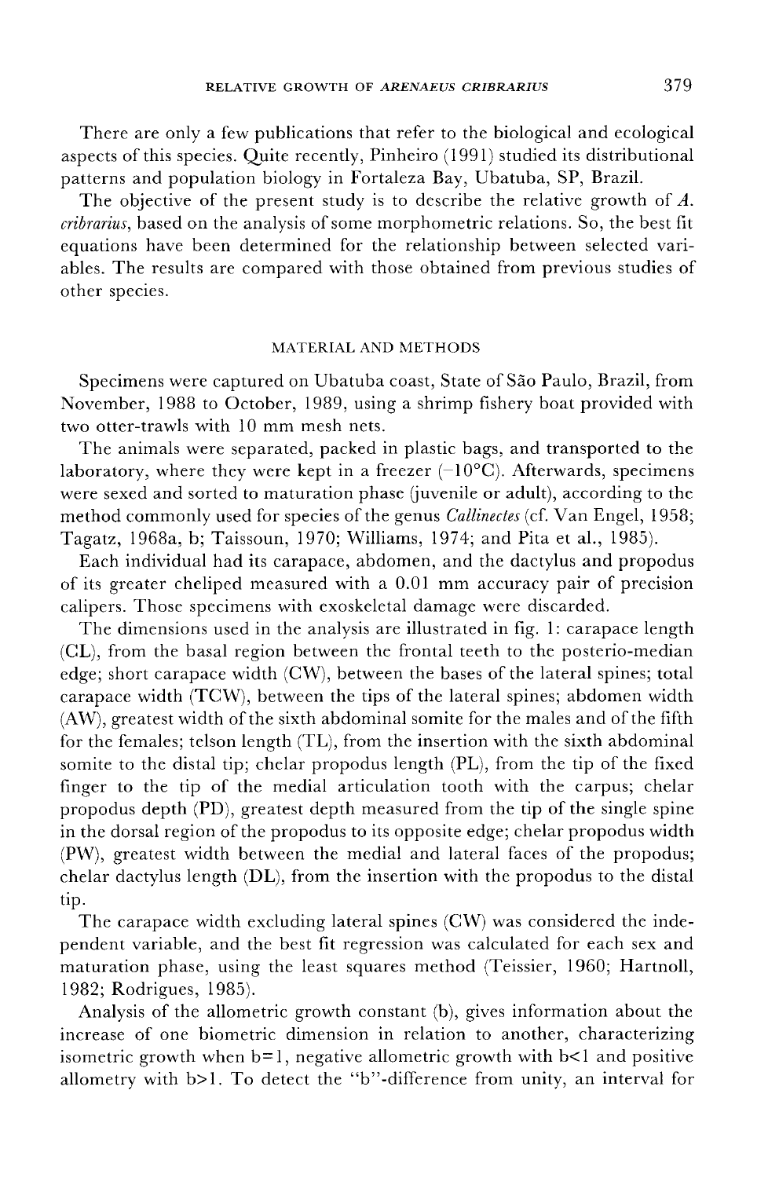There are only a few publications that refer to the biological and ecological aspects of this species. Quite recently, Pinheiro (1991) studied its distributional patterns and population biology in Fortaleza Bay, Ubatuba, SP, Brazil.

The objective of the present study is to describe the relative growth of *A. cribrarius*, based on the analysis of some morphometric relations. So, the best fit equations have been determined for the relationship between selected variables. The results are compared with those obtained from previous studies of other species.

## MATERIAL AND METHODS

Specimens were captured on Ubatuba coast, State of São Paulo, Brazil, from November, 1988 to October, 1989, using a shrimp fishery boat provided with two otter-trawls with 10 mm mesh nets.

The animals were separated, packed in plastic bags, and transported to the laboratory, where they were kept in a freezer (−10°C). Afterwards, specimens were sexed and sorted to maturation phase (juvenile or adult), according to the method commonly used for species of the genus *Callinectes* (cf. Van Engel, 1958; Tagatz, 1968a, b; Taissoun, 1970; Williams, 1974; and Pita et al., 1985).

Each individual had its carapace, abdomen, and the dactylus and propodus of its greater cheliped measured with a 0.01 mm accuracy pair of precision calipers. Those specimens with exoskeletal damage were discarded.

The dimensions used in the analysis are illustrated in fig. 1: carapace length (CL), from the basal region between the frontal teeth to the posterio-median edge; short carapace width (CW), between the bases of the lateral spines; total carapace width (TCW), between the tips of the lateral spines; abdomen width (AW), greatest width of the sixth abdominal somite for the males and of the fifth for the females; telson length (TL), from the insertion with the sixth abdominal somite to the distal tip; chelar propodus length (PL), from the tip of the fixed finger to the tip of the medial articulation tooth with the carpus; chelar propodus depth (PD), greatest depth measured from the tip of the single spine in the dorsal region of the propodus to its opposite edge; chelar propodus width (PW), greatest width between the medial and lateral faces of the propodus; chelar dactylus length (DL), from the insertion with the propodus to the distal tip.

The carapace width excluding lateral spines (CW) was considered the independent variable, and the best fit regression was calculated for each sex and maturation phase, using the least squares method (Teissier, 1960; Hartnoll, 1982; Rodrigues, 1985).

Analysis of the allometric growth constant (b), gives information about the increase of one biometric dimension in relation to another, characterizing isometric growth when $b=1$, negative allometric growth with $b<1$ and positive allometry with $b>1$. To detect the "b"-difference from unity, an interval for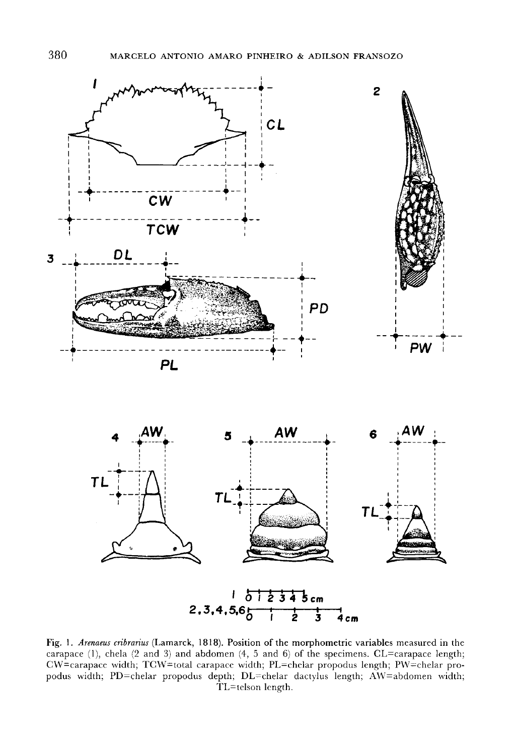Fig. 1. *Arenaeus cribrarius* (Lamarck, 1818). Position of the morphometric variables measured in the carapace (1), chela (2 and 3) and abdomen (4, 5 and 6) of the specimens. CL=carapace length; CW=carapace width; TCW=total carapace width; PL=chelar propodus length; PW=chelar propodus width; PD=chelar propodus depth; DL=chelar dactylus length; AW=abdomen width; TL=telson length.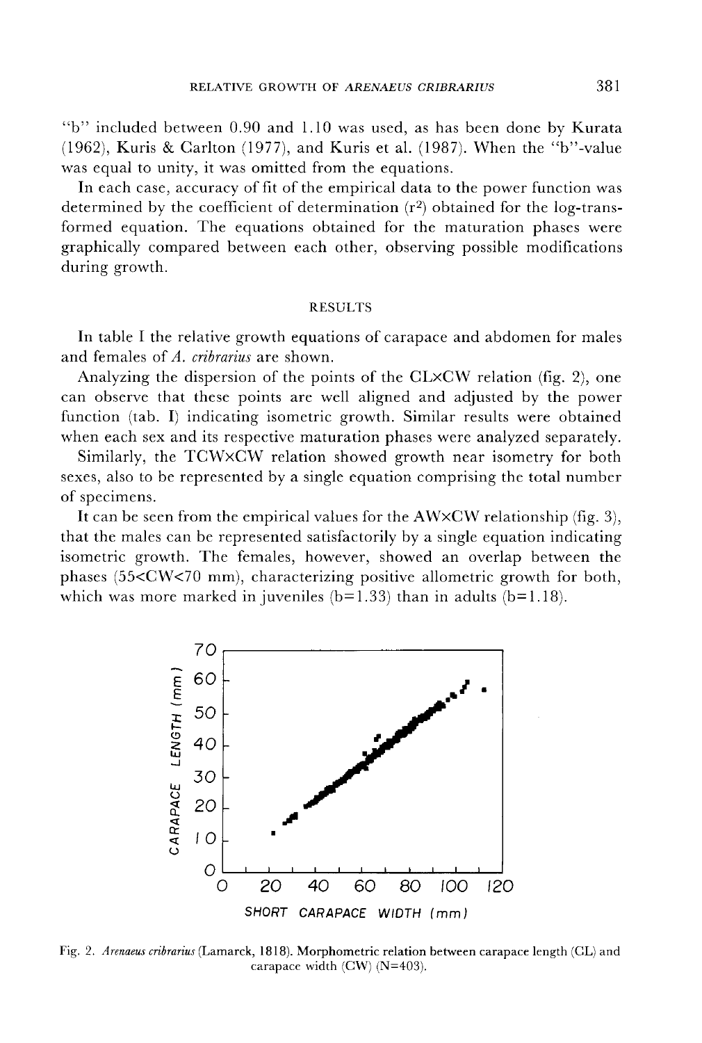"b" included between 0.90 and 1.10 was used, as has been done by Kurata (1962), Kuris & Carlton (1977), and Kuris et al. (1987). When the "b"-value was equal to unity, it was omitted from the equations.

In each case, accuracy of fit of the empirical data to the power function was determined by the coefficient of determination ($r^2$) obtained for the log-transformed equation. The equations obtained for the maturation phases were graphically compared between each other, observing possible modifications during growth.

## RESULTS

In table I the relative growth equations of carapace and abdomen for males and females of *A. cribrarius* are shown.

Analyzing the dispersion of the points of the CL×CW relation (fig. 2), one can observe that these points are well aligned and adjusted by the power function (tab. I) indicating isometric growth. Similar results were obtained when each sex and its respective maturation phases were analyzed separately.

Similarly, the TCW×CW relation showed growth near isometry for both sexes, also to be represented by a single equation comprising the total number of specimens.

It can be seen from the empirical values for the AW×CW relationship (fig. 3), that the males can be represented satisfactorily by a single equation indicating isometric growth. The females, however, showed an overlap between the phases (55<CW<70 mm), characterizing positive allometric growth for both, which was more marked in juveniles (b=1.33) than in adults (b=1.18).

Fig. 2. *Arenaeus cribrarius* (Lamarck, 1818). Morphometric relation between carapace length (CL) and carapace width (CW) (N=403).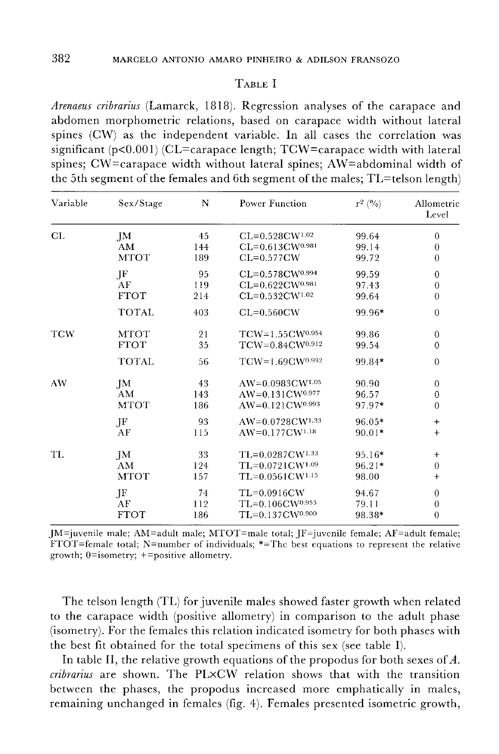TABLE I

*Arenaeus cribrarius* (Lamarck, 1818). Regression analyses of the carapace and abdomen morphometric relations, based on carapace width without lateral spines (CW) as the independent variable. In all cases the correlation was significant ($p<0.001$) (CL=carapace length; TCW=carapace width with lateral spines; CW=carapace width without lateral spines; AW=abdominal width of the 5th segment of the females and 6th segment of the males; TL=telson length)

| Variable | Sex/Stage | N | Power Function | $r^2$ (%) | Allometric Level |
|---|---|---|---|---|---|
| CL | JM | 45 | $CL=0.528CW^{1.02}$ | 99.64 | 0 |
| | AM | 144 | $CL=0.613CW^{0.981}$ | 99.14 | 0 |
| | MTOT | 189 | $CL=0.577CW$ | 99.72 | 0 |
| | JF | 95 | $CL=0.578CW^{0.994}$ | 99.59 | 0 |
| | AF | 119 | $CL=0.622CW^{0.981}$ | 97.43 | 0 |
| | FTOT | 214 | $CL=0.532CW^{1.02}$ | 99.64 | 0 |
| | TOTAL | 403 | $CL=0.560CW$ | 99.96* | 0 |
| TCW | MTOT | 21 | $TCW=1.55CW^{0.954}$ | 99.86 | 0 |
| | FTOT | 35 | $TCW=0.84CW^{0.912}$ | 99.54 | 0 |
| | TOTAL | 56 | $TCW=1.69CW^{0.932}$ | 99.84* | 0 |
| AW | JM | 43 | $AW=0.0983CW^{1.05}$ | 90.90 | 0 |
| | AM | 143 | $AW=0.131CW^{0.977}$ | 96.57 | 0 |
| | MTOT | 186 | $AW=0.121CW^{0.993}$ | 97.97* | 0 |
| | JF | 93 | $AW=0.0728CW^{1.33}$ | 96.05* | + |
| | AF | 115 | $AW=0.177CW^{1.18}$ | 90.01* | + |
| TL | JM | 33 | $TL=0.0287CW^{1.33}$ | 95.16* | + |
| | AM | 124 | $TL=0.0721CW^{1.09}$ | 96.21* | 0 |
| | MTOT | 157 | $TL=0.0561CW^{1.15}$ | 98.00 | + |
| | JF | 74 | $TL=0.0916CW$ | 94.67 | 0 |
| | AF | 112 | $TL=0.106CW^{0.953}$ | 79.11 | 0 |
| | FTOT | 186 | $TL=0.137CW^{0.900}$ | 98.38* | 0 |

JM=juvenile male; AM=adult male; MTOT=male total; JF=juvenile female; AF=adult female; FTOT=female total; N=number of individuals; *=The best equations to represent the relative growth; 0=isometry; +=positive allometry.

The telson length (TL) for juvenile males showed faster growth when related to the carapace width (positive allometry) in comparison to the adult phase (isometry). For the females this relation indicated isometry for both phases with the best fit obtained for the total specimens of this sex (see table I).

In table II, the relative growth equations of the propodus for both sexes of *A. cribrarius* are shown. The PL×CW relation shows that with the transition between the phases, the propodus increased more emphatically in males, remaining unchanged in females (fig. 4). Females presented isometric growth,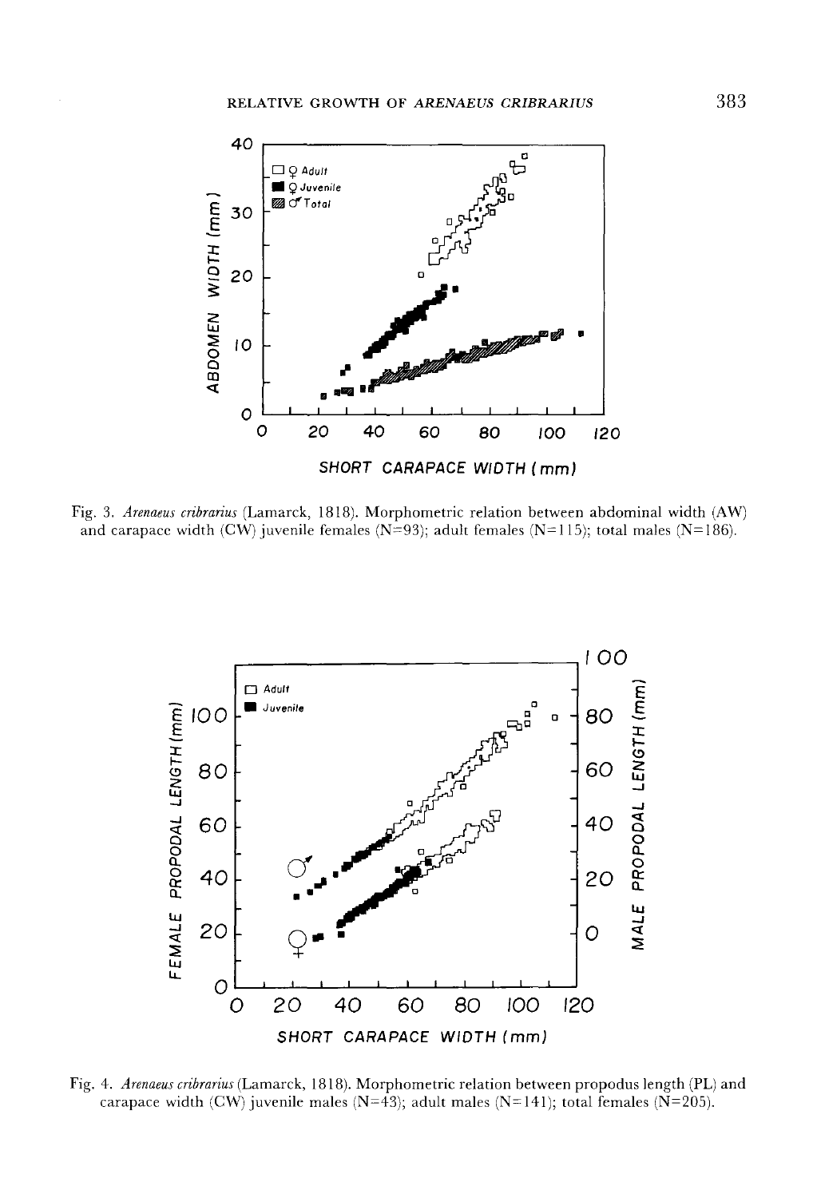Fig. 3. *Arenaeus cribrarius* (Lamarck, 1818). Morphometric relation between abdominal width (AW) and carapace width (CW) juvenile females (N=93); adult females (N=115); total males (N=186).

Fig. 4. *Arenaeus cribrarius* (Lamarck, 1818). Morphometric relation between propodus length (PL) and carapace width (CW) juvenile males (N=43); adult males (N=141); total females (N=205).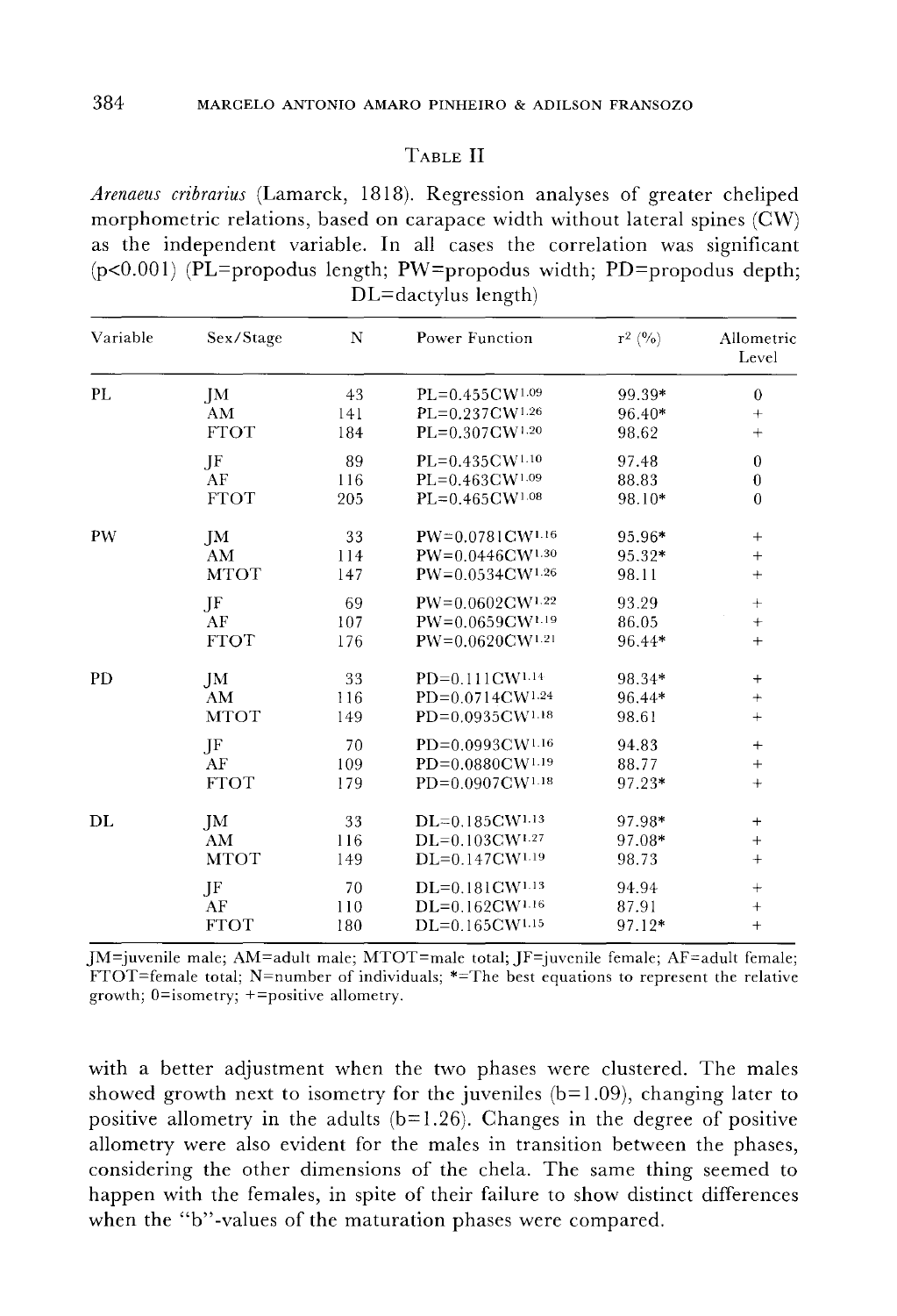Table II

*Arenaeus cribrarius* (Lamarck, 1818). Regression analyses of greater cheliped morphometric relations, based on carapace width without lateral spines (CW) as the independent variable. In all cases the correlation was significant ($p<0.001$) (PL=propodus length; PW=propodus width; PD=propodus depth; DL=dactylus length)

| Variable | Sex/Stage | N | Power Function | $r^2$ (%) | Allometric Level |
|---|---|---|---|---|---|
| PL | JM | 43 | $PL=0.455CW^{1.09}$ | 99.39* | 0 |
| | AM | 141 | $PL=0.237CW^{1.26}$ | 96.40* | + |
| | FTOT | 184 | $PL=0.307CW^{1.20}$ | 98.62 | + |
| | JF | 89 | $PL=0.435CW^{1.10}$ | 97.48 | 0 |
| | AF | 116 | $PL=0.463CW^{1.09}$ | 88.83 | 0 |
| | FTOT | 205 | $PL=0.465CW^{1.08}$ | 98.10* | 0 |
| PW | JM | 33 | $PW=0.0781CW^{1.16}$ | 95.96* | + |
| | AM | 114 | $PW=0.0446CW^{1.30}$ | 95.32* | + |
| | MTOT | 147 | $PW=0.0534CW^{1.26}$ | 98.11 | + |
| | JF | 69 | $PW=0.0602CW^{1.22}$ | 93.29 | + |
| | AF | 107 | $PW=0.0659CW^{1.19}$ | 86.05 | + |
| | FTOT | 176 | $PW=0.0620CW^{1.21}$ | 96.44* | + |
| PD | JM | 33 | $PD=0.111CW^{1.14}$ | 98.34* | + |
| | AM | 116 | $PD=0.0714CW^{1.24}$ | 96.44* | + |
| | MTOT | 149 | $PD=0.0935CW^{1.18}$ | 98.61 | + |
| | JF | 70 | $PD=0.0993CW^{1.16}$ | 94.83 | + |
| | AF | 109 | $PD=0.0880CW^{1.19}$ | 88.77 | + |
| | FTOT | 179 | $PD=0.0907CW^{1.18}$ | 97.23* | + |
| DL | JM | 33 | $DL=0.185CW^{1.13}$ | 97.98* | + |
| | AM | 116 | $DL=0.103CW^{1.27}$ | 97.08* | + |
| | MTOT | 149 | $DL=0.147CW^{1.19}$ | 98.73 | + |
| | JF | 70 | $DL=0.181CW^{1.13}$ | 94.94 | + |
| | AF | 110 | $DL=0.162CW^{1.16}$ | 87.91 | + |
| | FTOT | 180 | $DL=0.165CW^{1.15}$ | 97.12* | + |

JM=juvenile male; AM=adult male; MTOT=male total; JF=juvenile female; AF=adult female; FTOT=female total; N=number of individuals; *=The best equations to represent the relative growth; 0=isometry; +=positive allometry.

with a better adjustment when the two phases were clustered. The males showed growth next to isometry for the juveniles ($b=1.09$), changing later to positive allometry in the adults ($b=1.26$). Changes in the degree of positive allometry were also evident for the males in transition between the phases, considering the other dimensions of the chela. The same thing seemed to happen with the females, in spite of their failure to show distinct differences when the "b"-values of the maturation phases were compared.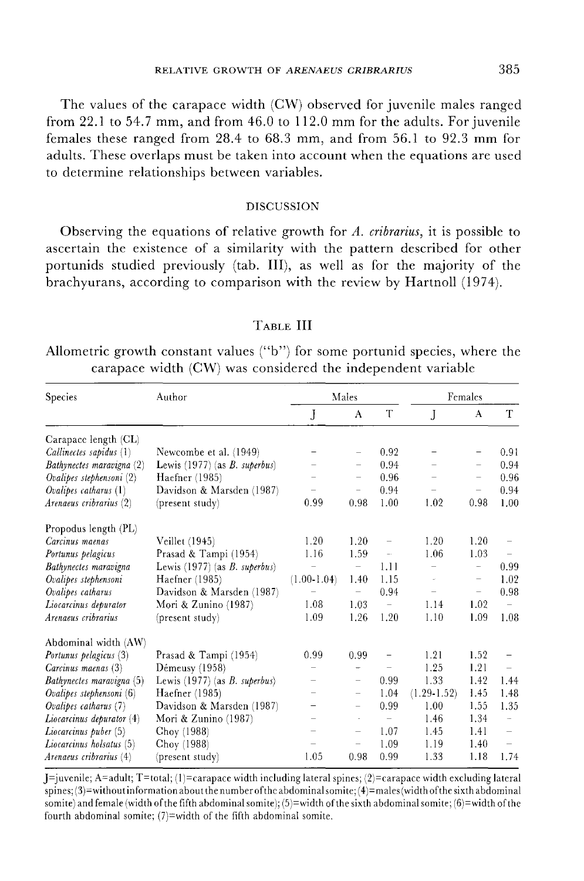The values of the carapace width (CW) observed for juvenile males ranged from 22.1 to 54.7 mm, and from 46.0 to 112.0 mm for the adults. For juvenile females these ranged from 28.4 to 68.3 mm, and from 56.1 to 92.3 mm for adults. These overlaps must be taken into account when the equations are used to determine relationships between variables.

## DISCUSSION

Observing the equations of relative growth for *A. cribrarius*, it is possible to ascertain the existence of a similarity with the pattern described for other portunids studied previously (tab. III), as well as for the majority of the brachyurans, according to comparison with the review by Hartnoll (1974).

TABLE III

Allometric growth constant values ("b") for some portunid species, where the carapace width (CW) was considered the independent variable

| Species | Author | Males | | | Females | | |
|---|---|---|---|---|---|---|---|
| | | J | A | T | J | A | T |
| Carapace length (CL) | | | | | | | |
| *Callinectes sapidus* (1) | Newcombe et al. (1949) | – | – | 0.92 | – | – | 0.91 |
| *Bathynectes maravigna* (2) | Lewis (1977) (as *B. superbus*) | – | – | 0.94 | – | – | 0.94 |
| *Ovalipes stephensoni* (2) | Haefner (1985) | – | – | 0.96 | – | – | 0.96 |
| *Ovalipes catharus* (1) | Davidson & Marsden (1987) | – | – | 0.94 | – | – | 0.94 |
| *Arenaeus cribrarius* (2) | (present study) | 0.99 | 0.98 | 1.00 | 1.02 | 0.98 | 1.00 |
| Propodus length (PL) | | | | | | | |
| *Carcinus maenas* | Veillet (1945) | 1.20 | 1.20 | – | 1.20 | 1.20 | – |
| *Portunus pelagicus* | Prasad & Tampi (1954) | 1.16 | 1.59 | – | 1.06 | 1.03 | – |
| *Bathynectes maravigna* | Lewis (1977) (as *B. superbus*) | – | – | 1.11 | – | – | 0.99 |
| *Ovalipes stephensoni* | Haefner (1985) | (1.00-1.04) | 1.40 | 1.15 | – | – | 1.02 |
| *Ovalipes catharus* | Davidson & Marsden (1987) | – | – | 0.94 | – | – | 0.98 |
| *Liocarcinus depurator* | Mori & Zunino (1987) | 1.08 | 1.03 | – | 1.14 | 1.02 | – |
| *Arenaeus cribrarius* | (present study) | 1.09 | 1.26 | 1.20 | 1.10 | 1.09 | 1.08 |
| Abdominal width (AW) | | | | | | | |
| *Portunus pelagicus* (3) | Prasad & Tampi (1954) | 0.99 | 0.99 | – | 1.21 | 1.52 | – |
| *Carcinus maenas* (3) | Démeusy (1958) | – | – | – | 1.25 | 1.21 | – |
| *Bathynectes maravigna* (5) | Lewis (1977) (as *B. superbus*) | – | – | 0.99 | 1.33 | 1.42 | 1.44 |
| *Ovalipes stephensoni* (6) | Haefner (1985) | – | – | 1.04 | (1.29-1.52) | 1.45 | 1.48 |
| *Ovalipes catharus* (7) | Davidson & Marsden (1987) | – | – | 0.99 | 1.00 | 1.55 | 1.35 |
| *Liocarcinus depurator* (4) | Mori & Zunino (1987) | – | – | – | 1.46 | 1.34 | – |
| *Liocarcinus puber* (5) | Choy (1988) | – | – | 1.07 | 1.45 | 1.41 | – |
| *Liocarcinus holsatus* (5) | Choy (1988) | – | – | 1.09 | 1.19 | 1.40 | – |
| *Arenaeus cribrarius* (4) | (present study) | 1.05 | 0.98 | 0.99 | 1.33 | 1.18 | 1.74 |

J=juvenile; A=adult; T=total; (1)=carapace width including lateral spines; (2)=carapace width excluding lateral spines; (3)=without information about the number of the abdominal somite; (4)=males (width of the sixth abdominal somite) and female (width of the fifth abdominal somite); (5)=width of the sixth abdominal somite; (6)=width of the fourth abdominal somite; (7)=width of the fifth abdominal somite.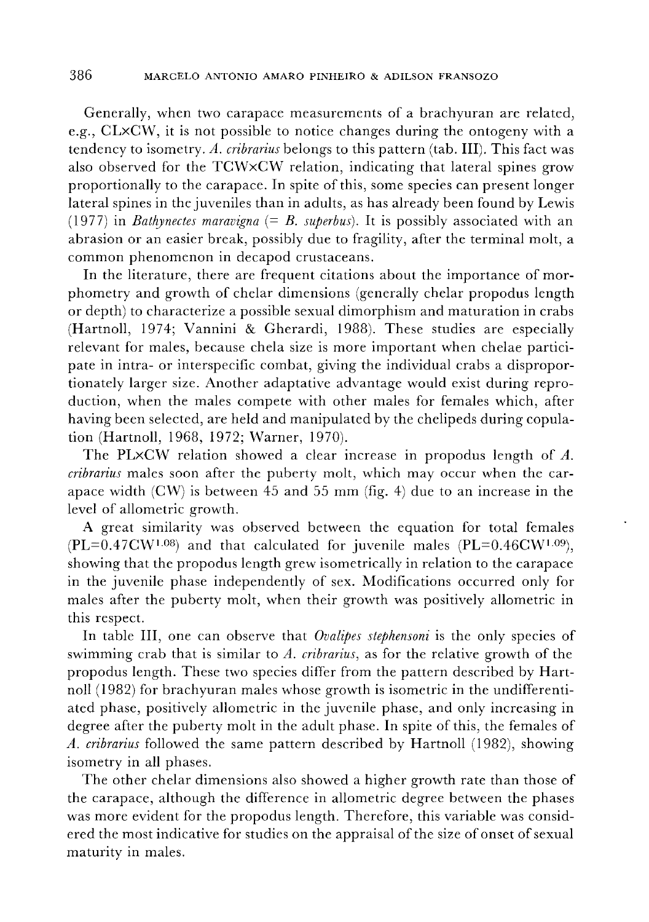Generally, when two carapace measurements of a brachyuran are related, e.g., CL×CW, it is not possible to notice changes during the ontogeny with a tendency to isometry. *A. cribrarius* belongs to this pattern (tab. III). This fact was also observed for the TCW×CW relation, indicating that lateral spines grow proportionally to the carapace. In spite of this, some species can present longer lateral spines in the juveniles than in adults, as has already been found by Lewis (1977) in *Bathynectes maravigna* (= *B. superbus*). It is possibly associated with an abrasion or an easier break, possibly due to fragility, after the terminal molt, a common phenomenon in decapod crustaceans.

In the literature, there are frequent citations about the importance of morphometry and growth of chelar dimensions (generally chelar propodus length or depth) to characterize a possible sexual dimorphism and maturation in crabs (Hartnoll, 1974; Vannini & Gherardi, 1988). These studies are especially relevant for males, because chela size is more important when chelae participate in intra- or interspecific combat, giving the individual crabs a disproportionately larger size. Another adaptative advantage would exist during reproduction, when the males compete with other males for females which, after having been selected, are held and manipulated by the chelipeds during copulation (Hartnoll, 1968, 1972; Warner, 1970).

The PL×CW relation showed a clear increase in propodus length of *A. cribrarius* males soon after the puberty molt, which may occur when the carapace width (CW) is between 45 and 55 mm (fig. 4) due to an increase in the level of allometric growth.

A great similarity was observed between the equation for total females ($PL=0.47CW^{1.08}$) and that calculated for juvenile males ($PL=0.46CW^{1.09}$), showing that the propodus length grew isometrically in relation to the carapace in the juvenile phase independently of sex. Modifications occurred only for males after the puberty molt, when their growth was positively allometric in this respect.

In table III, one can observe that *Ovalipes stephensoni* is the only species of swimming crab that is similar to *A. cribrarius*, as for the relative growth of the propodus length. These two species differ from the pattern described by Hartnoll (1982) for brachyuran males whose growth is isometric in the undifferentiated phase, positively allometric in the juvenile phase, and only increasing in degree after the puberty molt in the adult phase. In spite of this, the females of *A. cribrarius* followed the same pattern described by Hartnoll (1982), showing isometry in all phases.

The other chelar dimensions also showed a higher growth rate than those of the carapace, although the difference in allometric degree between the phases was more evident for the propodus length. Therefore, this variable was considered the most indicative for studies on the appraisal of the size of onset of sexual maturity in males.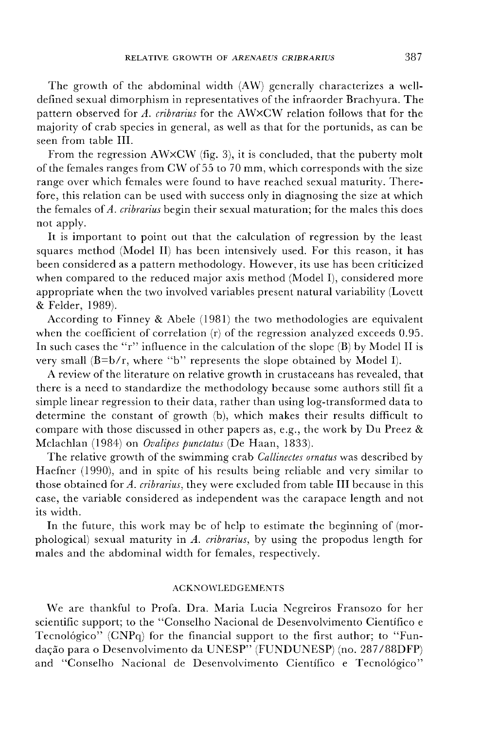The growth of the abdominal width (AW) generally characterizes a well-defined sexual dimorphism in representatives of the infraorder Brachyura. The pattern observed for *A. cribrarius* for the AW×CW relation follows that for the majority of crab species in general, as well as that for the portunids, as can be seen from table III.

From the regression AW×CW (fig. 3), it is concluded, that the puberty molt of the females ranges from CW of 55 to 70 mm, which corresponds with the size range over which females were found to have reached sexual maturity. Therefore, this relation can be used with success only in diagnosing the size at which the females of *A. cribrarius* begin their sexual maturation; for the males this does not apply.

It is important to point out that the calculation of regression by the least squares method (Model II) has been intensively used. For this reason, it has been considered as a pattern methodology. However, its use has been criticized when compared to the reduced major axis method (Model I), considered more appropriate when the two involved variables present natural variability (Lovett & Felder, 1989).

According to Finney & Abele (1981) the two methodologies are equivalent when the coefficient of correlation (r) of the regression analyzed exceeds 0.95. In such cases the "r" influence in the calculation of the slope (B) by Model II is very small ($B=b/r$, where "b" represents the slope obtained by Model I).

A review of the literature on relative growth in crustaceans has revealed, that there is a need to standardize the methodology because some authors still fit a simple linear regression to their data, rather than using log-transformed data to determine the constant of growth (b), which makes their results difficult to compare with those discussed in other papers as, e.g., the work by Du Preez & Mclachlan (1984) on *Ovalipes punctatus* (De Haan, 1833).

The relative growth of the swimming crab *Callinectes ornatus* was described by Haefner (1990), and in spite of his results being reliable and very similar to those obtained for *A. cribrarius*, they were excluded from table III because in this case, the variable considered as independent was the carapace length and not its width.

In the future, this work may be of help to estimate the beginning of (morphological) sexual maturity in *A. cribrarius*, by using the propodus length for males and the abdominal width for females, respectively.

## ACKNOWLEDGEMENTS

We are thankful to Profa. Dra. Maria Lucia Negreiros Fransozo for her scientific support; to the "Conselho Nacional de Desenvolvimento Científico e Tecnológico" (CNPq) for the financial support to the first author; to "Fundação para o Desenvolvimento da UNESP" (FUNDUNESP) (no. 287/88DFP) and "Conselho Nacional de Desenvolvimento Científico e Tecnológico"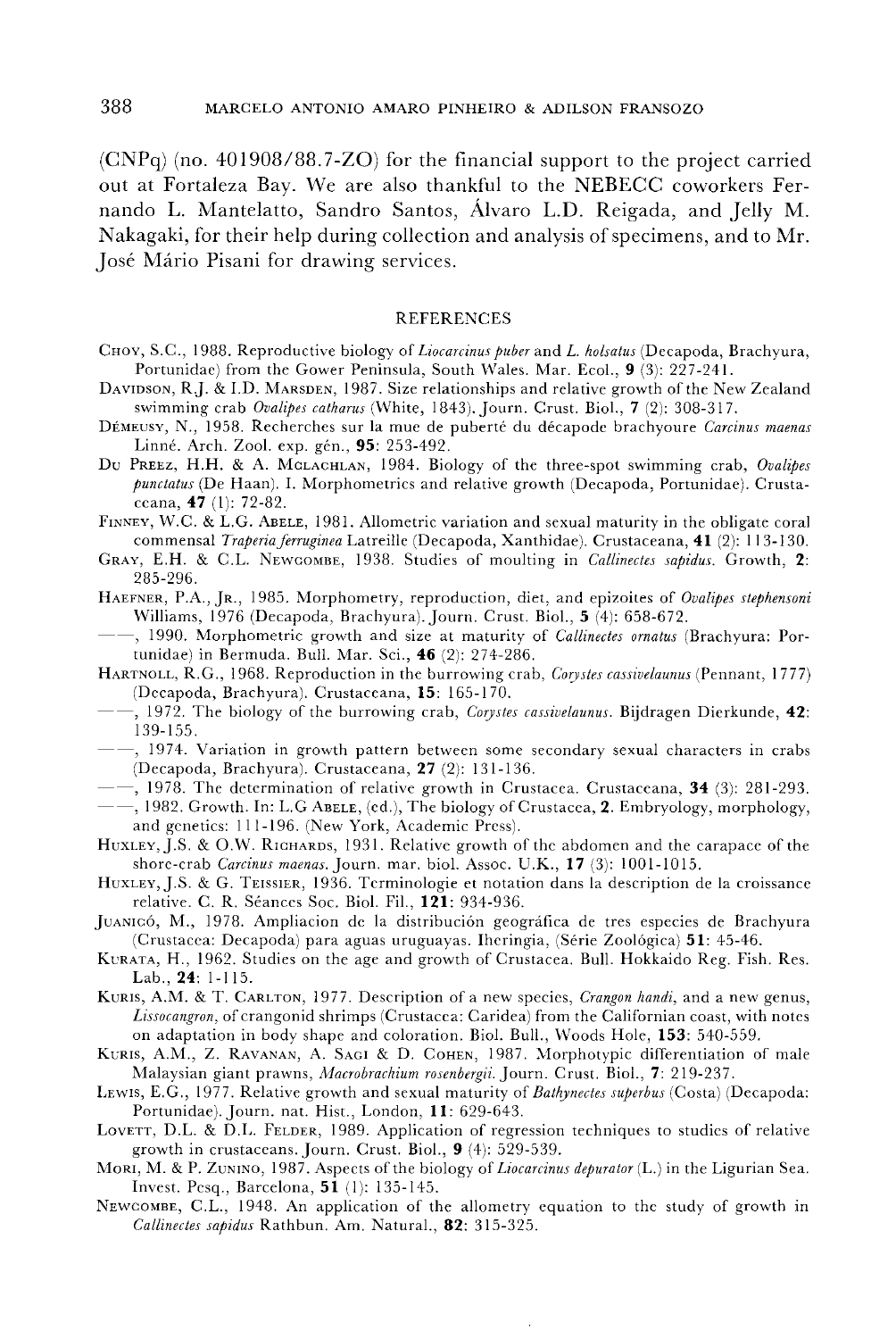(CNPq) (no. 401908/88.7-ZO) for the financial support to the project carried out at Fortaleza Bay. We are also thankful to the NEBECC coworkers Fernando L. Mantelatto, Sandro Santos, Álvaro L.D. Reigada, and Jelly M. Nakagaki, for their help during collection and analysis of specimens, and to Mr. José Mário Pisani for drawing services.

## REFERENCES

Choy, S.C., 1988. Reproductive biology of *Liocarcinus puber* and *L. holsatus* (Decapoda, Brachyura, Portunidae) from the Gower Peninsula, South Wales. Mar. Ecol., **9** (3): 227-241.

Davidson, R.J. & I.D. Marsden, 1987. Size relationships and relative growth of the New Zealand swimming crab *Ovalipes catharus* (White, 1843). Journ. Crust. Biol., **7** (2): 308-317.

Démeusy, N., 1958. Recherches sur la mue de puberté du décapode brachyoure *Carcinus maenas* Linné. Arch. Zool. exp. gén., **95**: 253-492.

Du Preez, H.H. & A. McLachlan, 1984. Biology of the three-spot swimming crab, *Ovalipes punctatus* (De Haan). I. Morphometrics and relative growth (Decapoda, Portunidae). Crustaceana, **47** (1): 72-82.

Finney, W.C. & L.G. Abele, 1981. Allometric variation and sexual maturity in the obligate coral commensal *Trapezia ferruginea* Latreille (Decapoda, Xanthidae). Crustaceana, **41** (2): 113-130.

Gray, E.H. & C.L. Newcombe, 1938. Studies of moulting in *Callinectes sapidus*. Growth, **2**: 285-296.

Haefner, P.A., Jr., 1985. Morphometry, reproduction, diet, and epizoites of *Ovalipes stephensoni* Williams, 1976 (Decapoda, Brachyura). Journ. Crust. Biol., **5** (4): 658-672.

——, 1990. Morphometric growth and size at maturity of *Callinectes ornatus* (Brachyura: Portunidae) in Bermuda. Bull. Mar. Sci., **46** (2): 274-286.

Hartnoll, R.G., 1968. Reproduction in the burrowing crab, *Corystes cassivelaunus* (Pennant, 1777) (Decapoda, Brachyura). Crustaceana, **15**: 165-170.

——, 1972. The biology of the burrowing crab, *Corystes cassivelaunus*. Bijdragen Dierkunde, **42**: 139-155.

——, 1974. Variation in growth pattern between some secondary sexual characters in crabs (Decapoda, Brachyura). Crustaceana, **27** (2): 131-136.

——, 1978. The determination of relative growth in Crustacea. Crustaceana, **34** (3): 281-293.

——, 1982. Growth. In: L.G Abele, (ed.), The biology of Crustacea, **2**. Embryology, morphology, and genetics: 111-196. (New York, Academic Press).

Huxley, J.S. & O.W. Richards, 1931. Relative growth of the abdomen and the carapace of the shore-crab *Carcinus maenas*. Journ. mar. biol. Assoc. U.K., **17** (3): 1001-1015.

Huxley, J.S. & G. Teissier, 1936. Terminologie et notation dans la description de la croissance relative. C. R. Séances Soc. Biol. Fil., **121**: 934-936.

Juanicó, M., 1978. Ampliacion de la distribución geográfica de tres especies de Brachyura (Crustacea: Decapoda) para aguas uruguayas. Iheringia, (Série Zoológica) **51**: 45-46.

Kurata, H., 1962. Studies on the age and growth of Crustacea. Bull. Hokkaido Reg. Fish. Res. Lab., **24**: 1-115.

Kuris, A.M. & T. Carlton, 1977. Description of a new species, *Crangon handi*, and a new genus, *Lissocangron*, of crangonid shrimps (Crustacea: Caridea) from the Californian coast, with notes on adaptation in body shape and coloration. Biol. Bull., Woods Hole, **153**: 540-559.

Kuris, A.M., Z. Ravanan, A. Sagi & D. Cohen, 1987. Morphotypic differentiation of male Malaysian giant prawns, *Macrobrachium rosenbergii*. Journ. Crust. Biol., **7**: 219-237.

Lewis, E.G., 1977. Relative growth and sexual maturity of *Bathynectes superbus* (Costa) (Decapoda: Portunidae). Journ. nat. Hist., London, **11**: 629-643.

Lovett, D.L. & D.L. Felder, 1989. Application of regression techniques to studies of relative growth in crustaceans. Journ. Crust. Biol., **9** (4): 529-539.

Mori, M. & P. Zunino, 1987. Aspects of the biology of *Liocarcinus depurator* (L.) in the Ligurian Sea. Invest. Pesq., Barcelona, **51** (1): 135-145.

Newcombe, C.L., 1948. An application of the allometry equation to the study of growth in *Callinectes sapidus* Rathbun. Am. Natural., **82**: 315-325.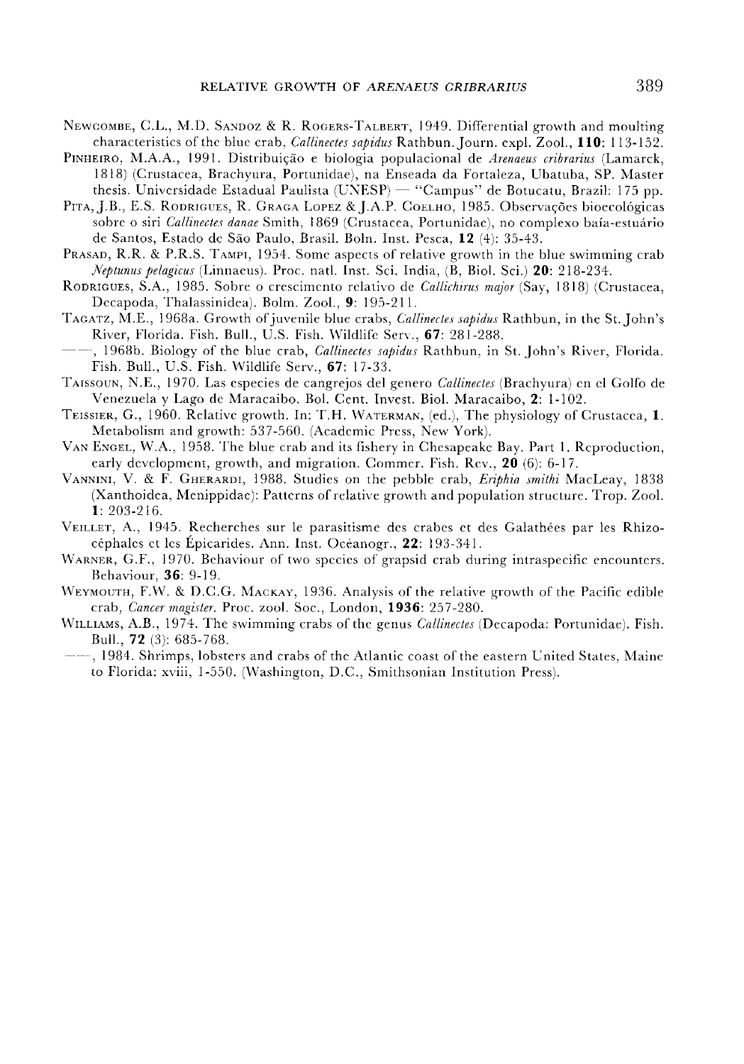NEWCOMBE, C.L., M.D. SANDOZ & R. ROGERS-TALBERT, 1949. Differential growth and moulting characteristics of the blue crab, *Callinectes sapidus* Rathbun. Journ. expl. Zool., **110**: 113-152.

PINHEIRO, M.A.A., 1991. Distribuição e biologia populacional de *Arenaeus cribrarius* (Lamarck, 1818) (Crustacea, Brachyura, Portunidae), na Enseada da Fortaleza, Ubatuba, SP. Master thesis. Universidade Estadual Paulista (UNESP) — "Campus" de Botucatu, Brazil: 175 pp.

PITA, J.B., E.S. RODRIGUES, R. GRAGA LOPEZ & J.A.P. COELHO, 1985. Observações bioecológicas sobre o siri *Callinectes danae* Smith, 1869 (Crustacea, Portunidae), no complexo baía-estuário de Santos, Estado de São Paulo, Brasil. Boln. Inst. Pesca, **12** (4): 35-43.

PRASAD, R.R. & P.R.S. TAMPI, 1954. Some aspects of relative growth in the blue swimming crab *Neptunus pelagicus* (Linnaeus). Proc. natl. Inst. Sci. India, (B, Biol. Sci.) **20**: 218-234.

RODRIGUES, S.A., 1985. Sobre o crescimento relativo de *Callichirus major* (Say, 1818) (Crustacea, Decapoda, Thalassinidea). Bolm. Zool., **9**: 195-211.

TAGATZ, M.E., 1968a. Growth of juvenile blue crabs, *Callinectes sapidus* Rathbun, in the St. John's River, Florida. Fish. Bull., U.S. Fish. Wildlife Serv., **67**: 281-288.

——, 1968b. Biology of the blue crab, *Callinectes sapidus* Rathbun, in St. John's River, Florida. Fish. Bull., U.S. Fish. Wildlife Serv., **67**: 17-33.

TAISSOUN, N.E., 1970. Las especies de cangrejos del genero *Callinectes* (Brachyura) en el Golfo de Venezuela y Lago de Maracaibo. Bol. Cent. Invest. Biol. Maracaibo, **2**: 1-102.

TEISSIER, G., 1960. Relative growth. In: T.H. WATERMAN, (ed.), The physiology of Crustacea, **1**. Metabolism and growth: 537-560. (Academic Press, New York).

VAN ENGEL, W.A., 1958. The blue crab and its fishery in Chesapeake Bay. Part 1. Reproduction, early development, growth, and migration. Commer. Fish. Rev., **20** (6): 6-17.

VANNINI, V. & F. GHERARDI, 1988. Studies on the pebble crab, *Eriphia smithi* MacLeay, 1838 (Xanthoidea, Menippidae): Patterns of relative growth and population structure. Trop. Zool. **1**: 203-216.

VEILLET, A., 1945. Recherches sur le parasitisme des crabes et des Galathées par les Rhizocéphales et les Épicarides. Ann. Inst. Océanogr., **22**: 193-341.

WARNER, G.F., 1970. Behaviour of two species of grapsid crab during intraspecific encounters. Behaviour, **36**: 9-19.

WEYMOUTH, F.W. & D.C.G. MACKAY, 1936. Analysis of the relative growth of the Pacific edible crab, *Cancer magister*. Proc. zool. Soc., London, **1936**: 257-280.

WILLIAMS, A.B., 1974. The swimming crabs of the genus *Callinectes* (Decapoda: Portunidae). Fish. Bull., **72** (3): 685-768.

——, 1984. Shrimps, lobsters and crabs of the Atlantic coast of the eastern United States, Maine to Florida: xviii, 1-550. (Washington, D.C., Smithsonian Institution Press).